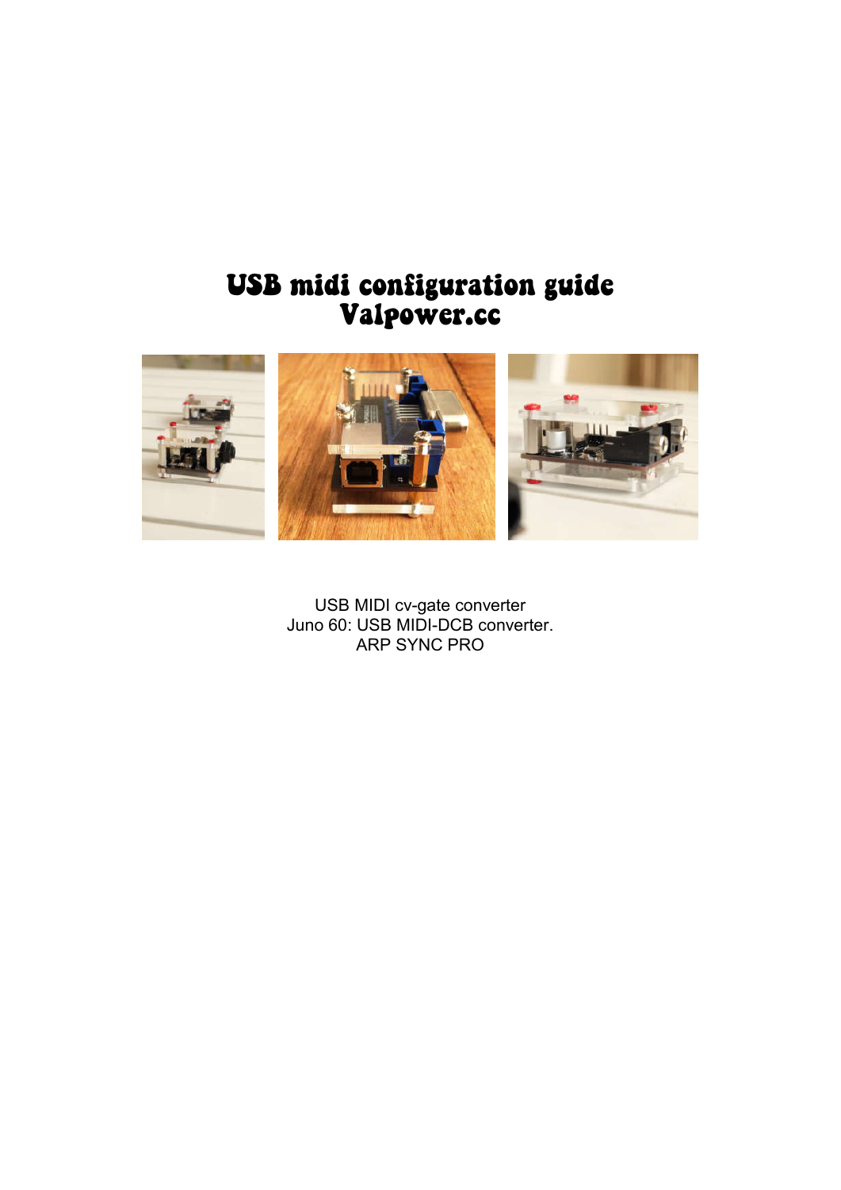# USB midi configuration guide
# Valpower.cc

USB MIDI cv-gate converter
Juno 60: USB MIDI-DCB converter.
ARP SYNC PRO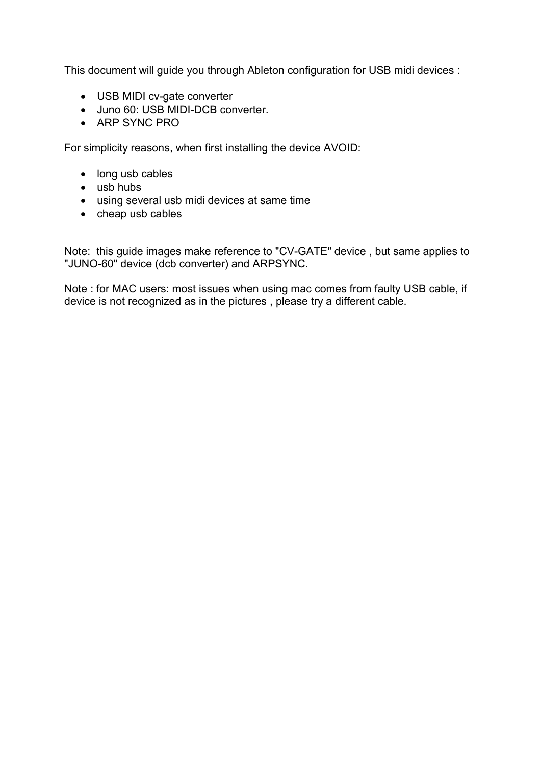This document will guide you through Ableton configuration for USB midi devices :

- USB MIDI cv-gate converter
- Juno 60: USB MIDI-DCB converter.
- ARP SYNC PRO

For simplicity reasons, when first installing the device AVOID:

- long usb cables
- usb hubs
- using several usb midi devices at same time
- cheap usb cables

Note: this guide images make reference to "CV-GATE" device , but same applies to "JUNO-60" device (dcb converter) and ARPSYNC.

Note : for MAC users: most issues when using mac comes from faulty USB cable, if device is not recognized as in the pictures , please try a different cable.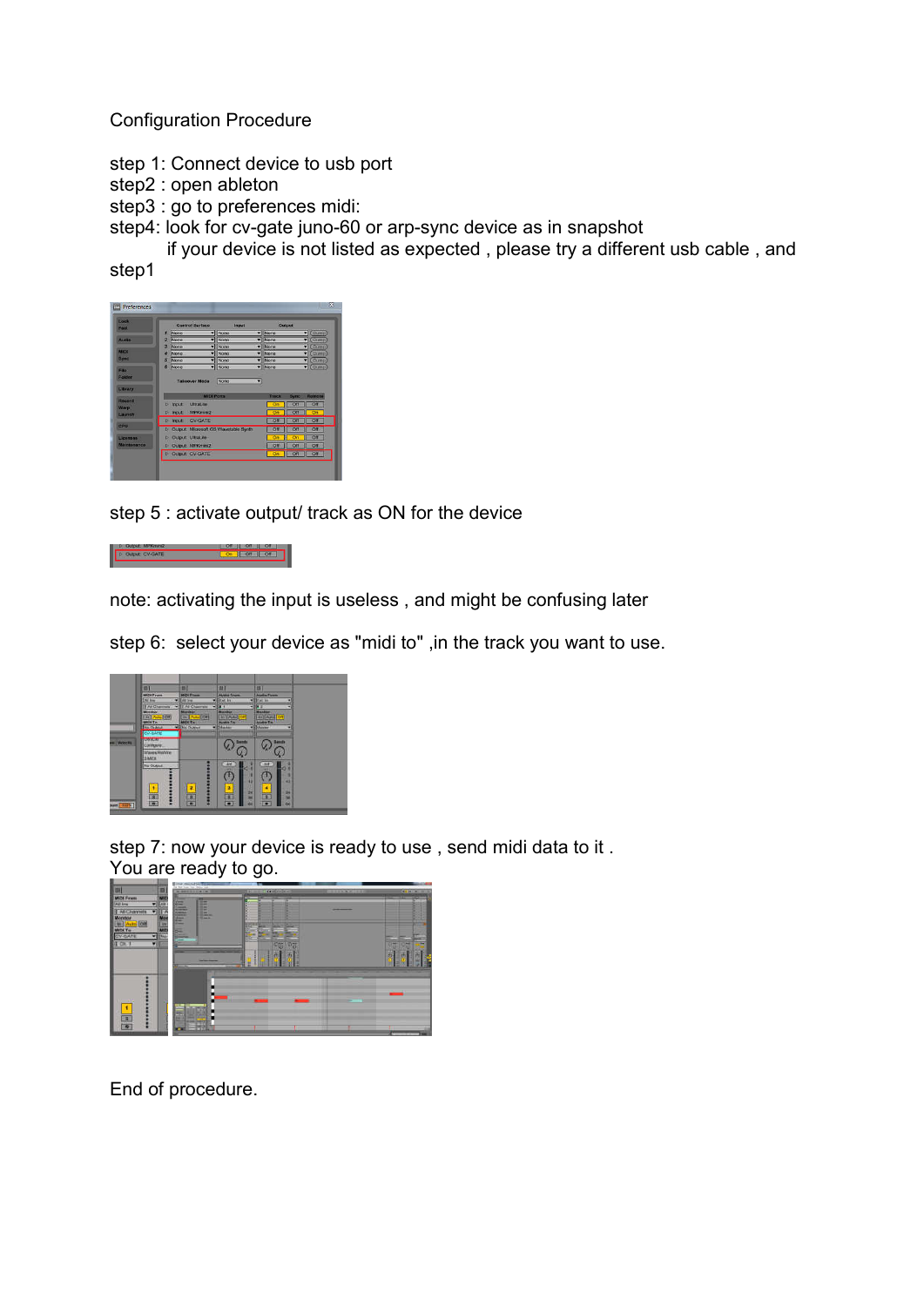Configuration Procedure

step 1: Connect device to usb port
step2 : open ableton
step3 : go to preferences midi:
step4: look for cv-gate juno-60 or arp-sync device as in snapshot
 if your device is not listed as expected , please try a different usb cable , and step1

step 5 : activate output/ track as ON for the device

note: activating the input is useless , and might be confusing later

step 6: select your device as "midi to" ,in the track you want to use.

step 7: now your device is ready to use , send midi data to it .
You are ready to go.

End of procedure.